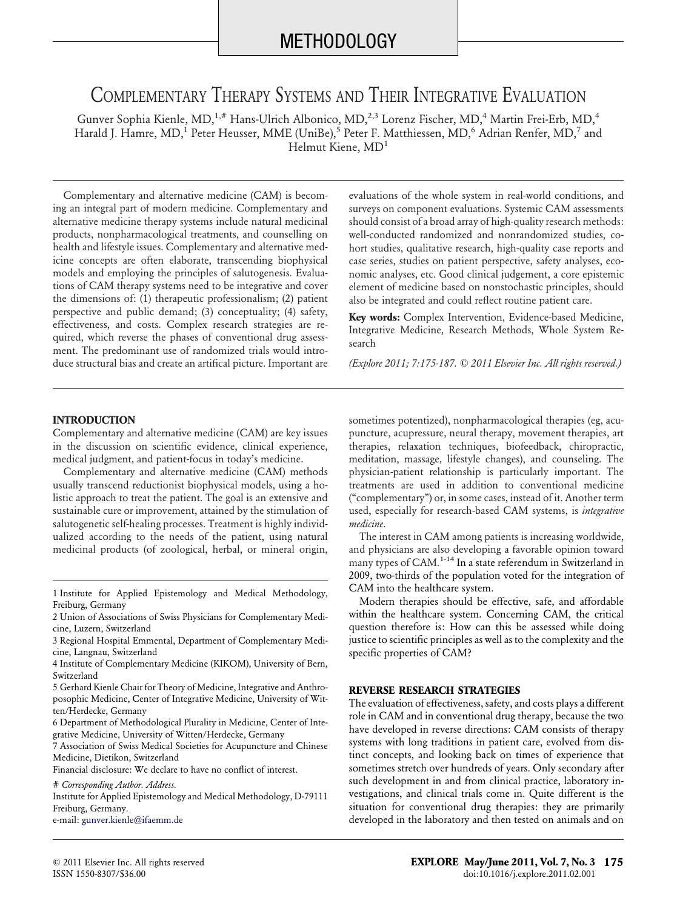METHODOLOGY

# Complementary Therapy Systems and Their Integrative Evaluation

Gunver Sophia Kienle, MD,[1,#] Hans-Ulrich Albonico, MD,[2,3] Lorenz Fischer, MD,[4] Martin Frei-Erb, MD,[4] Harald J. Hamre, MD,[1] Peter Heusser, MME (UniBe),[5] Peter F. Matthiessen, MD,[6] Adrian Renfer, MD,[7] and Helmut Kiene, MD[1]

Complementary and alternative medicine (CAM) is becoming an integral part of modern medicine. Complementary and alternative medicine therapy systems include natural medicinal products, nonpharmacological treatments, and counselling on health and lifestyle issues. Complementary and alternative medicine concepts are often elaborate, transcending biophysical models and employing the principles of salutogenesis. Evaluations of CAM therapy systems need to be integrative and cover the dimensions of: (1) therapeutic professionalism; (2) patient perspective and public demand; (3) conceptuality; (4) safety, effectiveness, and costs. Complex research strategies are required, which reverse the phases of conventional drug assessment. The predominant use of randomized trials would introduce structural bias and create an artifical picture. Important are evaluations of the whole system in real-world conditions, and surveys on component evaluations. Systemic CAM assessments should consist of a broad array of high-quality research methods: well-conducted randomized and nonrandomized studies, cohort studies, qualitative research, high-quality case reports and case series, studies on patient perspective, safety analyses, economic analyses, etc. Good clinical judgement, a core epistemic element of medicine based on nonstochastic principles, should also be integrated and could reflect routine patient care.

**Key words:** Complex Intervention, Evidence-based Medicine, Integrative Medicine, Research Methods, Whole System Research

*(Explore 2011; 7:175-187. © 2011 Elsevier Inc. All rights reserved.)*

## INTRODUCTION

Complementary and alternative medicine (CAM) are key issues in the discussion on scientific evidence, clinical experience, medical judgment, and patient-focus in today's medicine.

Complementary and alternative medicine (CAM) methods usually transcend reductionist biophysical models, using a holistic approach to treat the patient. The goal is an extensive and sustainable cure or improvement, attained by the stimulation of salutogenetic self-healing processes. Treatment is highly individualized according to the needs of the patient, using natural medicinal products (of zoological, herbal, or mineral origin, sometimes potentized), nonpharmacological therapies (eg, acupuncture, acupressure, neural therapy, movement therapies, art therapies, relaxation techniques, biofeedback, chiropractic, meditation, massage, lifestyle changes), and counseling. The physician-patient relationship is particularly important. The treatments are used in addition to conventional medicine ("complementary") or, in some cases, instead of it. Another term used, especially for research-based CAM systems, is *integrative medicine*.

The interest in CAM among patients is increasing worldwide, and physicians are also developing a favorable opinion toward many types of CAM.[1-14] In a state referendum in Switzerland in 2009, two-thirds of the population voted for the integration of CAM into the healthcare system.

Modern therapies should be effective, safe, and affordable within the healthcare system. Concerning CAM, the critical question therefore is: How can this be assessed while doing justice to scientific principles as well as to the complexity and the specific properties of CAM?

## REVERSE RESEARCH STRATEGIES

The evaluation of effectiveness, safety, and costs plays a different role in CAM and in conventional drug therapy, because the two have developed in reverse directions: CAM consists of therapy systems with long traditions in patient care, evolved from distinct concepts, and looking back on times of experience that sometimes stretch over hundreds of years. Only secondary after such development in and from clinical practice, laboratory investigations, and clinical trials come in. Quite different is the situation for conventional drug therapies: they are primarily developed in the laboratory and then tested on animals and on

1 Institute for Applied Epistemology and Medical Methodology, Freiburg, Germany

2 Union of Associations of Swiss Physicians for Complementary Medicine, Luzern, Switzerland

3 Regional Hospital Emmental, Department of Complementary Medicine, Langnau, Switzerland

4 Institute of Complementary Medicine (KIKOM), University of Bern, Switzerland

5 Gerhard Kienle Chair for Theory of Medicine, Integrative and Anthroposophic Medicine, Center of Integrative Medicine, University of Witten/Herdecke, Germany

6 Department of Methodological Plurality in Medicine, Center of Integrative Medicine, University of Witten/Herdecke, Germany

7 Association of Swiss Medical Societies for Acupuncture and Chinese Medicine, Dietikon, Switzerland

Financial disclosure: We declare to have no conflict of interest.

\# *Corresponding Author. Address.*

Institute for Applied Epistemology and Medical Methodology, D-79111 Freiburg, Germany.

e-mail: gunver.kienle@ifaemm.de

© 2011 Elsevier Inc. All rights reserved
ISSN 1550-8307/$36.00

doi:10.1016/j.explore.2011.02.001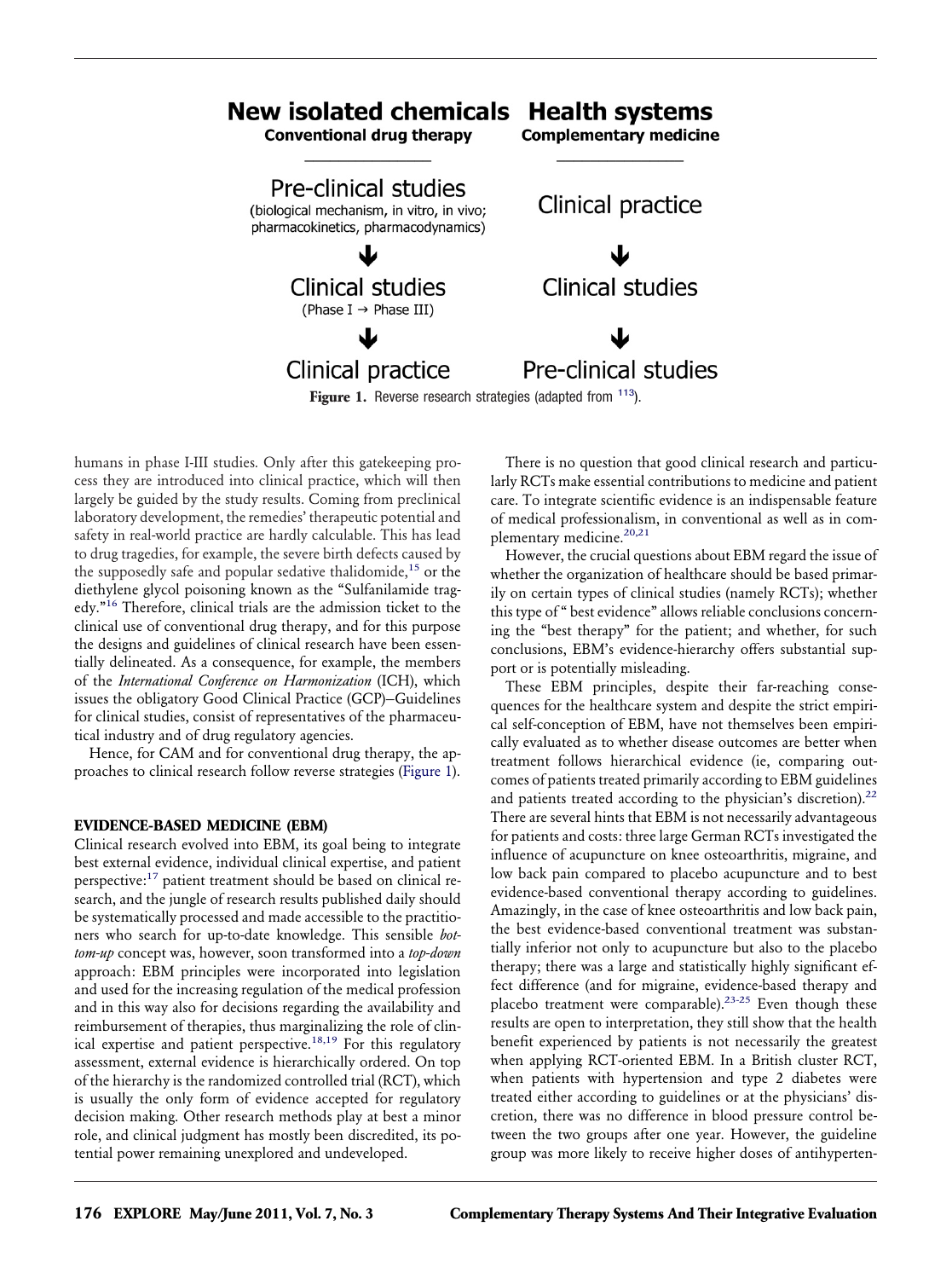New isolated chemicals
Conventional drug therapy

Pre-clinical studies
(biological mechanism, in vitro, in vivo; pharmacokinetics, pharmacodynamics)

Clinical studies
(Phase I → Phase III)

Clinical practice

Health systems
Complementary medicine

Clinical practice

Clinical studies

Pre-clinical studies

**Figure 1.** Reverse research strategies (adapted from [113]).

humans in phase I-III studies. Only after this gatekeeping process they are introduced into clinical practice, which will then largely be guided by the study results. Coming from preclinical laboratory development, the remedies' therapeutic potential and safety in real-world practice are hardly calculable. This has lead to drug tragedies, for example, the severe birth defects caused by the supposedly safe and popular sedative thalidomide,[15] or the diethylene glycol poisoning known as the "Sulfanilamide tragedy."[16] Therefore, clinical trials are the admission ticket to the clinical use of conventional drug therapy, and for this purpose the designs and guidelines of clinical research have been essentially delineated. As a consequence, for example, the members of the *International Conference on Harmonization* (ICH), which issues the obligatory Good Clinical Practice (GCP)–Guidelines for clinical studies, consist of representatives of the pharmaceutical industry and of drug regulatory agencies.

Hence, for CAM and for conventional drug therapy, the approaches to clinical research follow reverse strategies (Figure 1).

## EVIDENCE-BASED MEDICINE (EBM)

Clinical research evolved into EBM, its goal being to integrate best external evidence, individual clinical expertise, and patient perspective:[17] patient treatment should be based on clinical research, and the jungle of research results published daily should be systematically processed and made accessible to the practitioners who search for up-to-date knowledge. This sensible *bottom-up* concept was, however, soon transformed into a *top-down* approach: EBM principles were incorporated into legislation and used for the increasing regulation of the medical profession and in this way also for decisions regarding the availability and reimbursement of therapies, thus marginalizing the role of clinical expertise and patient perspective.[18,19] For this regulatory assessment, external evidence is hierarchically ordered. On top of the hierarchy is the randomized controlled trial (RCT), which is usually the only form of evidence accepted for regulatory decision making. Other research methods play at best a minor role, and clinical judgment has mostly been discredited, its potential power remaining unexplored and undeveloped.

There is no question that good clinical research and particularly RCTs make essential contributions to medicine and patient care. To integrate scientific evidence is an indispensable feature of medical professionalism, in conventional as well as in complementary medicine.[20,21]

However, the crucial questions about EBM regard the issue of whether the organization of healthcare should be based primarily on certain types of clinical studies (namely RCTs); whether this type of " best evidence" allows reliable conclusions concerning the "best therapy" for the patient; and whether, for such conclusions, EBM's evidence-hierarchy offers substantial support or is potentially misleading.

These EBM principles, despite their far-reaching consequences for the healthcare system and despite the strict empirical self-conception of EBM, have not themselves been empirically evaluated as to whether disease outcomes are better when treatment follows hierarchical evidence (ie, comparing outcomes of patients treated primarily according to EBM guidelines and patients treated according to the physician's discretion).[22] There are several hints that EBM is not necessarily advantageous for patients and costs: three large German RCTs investigated the influence of acupuncture on knee osteoarthritis, migraine, and low back pain compared to placebo acupuncture and to best evidence-based conventional therapy according to guidelines. Amazingly, in the case of knee osteoarthritis and low back pain, the best evidence-based conventional treatment was substantially inferior not only to acupuncture but also to the placebo therapy; there was a large and statistically highly significant effect difference (and for migraine, evidence-based therapy and placebo treatment were comparable).[23-25] Even though these results are open to interpretation, they still show that the health benefit experienced by patients is not necessarily the greatest when applying RCT-oriented EBM. In a British cluster RCT, when patients with hypertension and type 2 diabetes were treated either according to guidelines or at the physicians' discretion, there was no difference in blood pressure control between the two groups after one year. However, the guideline group was more likely to receive higher doses of antihyperten-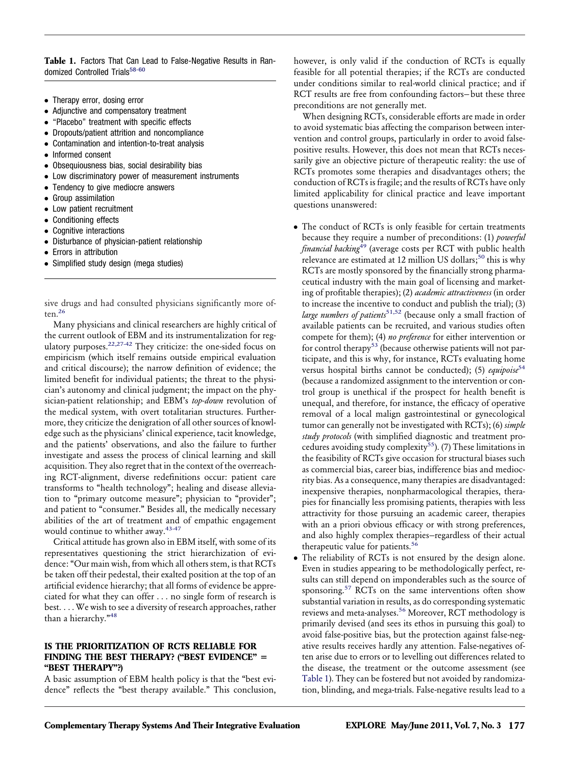**Table 1.** Factors That Can Lead to False-Negative Results in Randomized Controlled Trials[58-60]

- Therapy error, dosing error
- Adjunctive and compensatory treatment
- "Placebo" treatment with specific effects
- Dropouts/patient attrition and noncompliance
- Contamination and intention-to-treat analysis
- Informed consent
- Obsequiousness bias, social desirability bias
- Low discriminatory power of measurement instruments
- Tendency to give mediocre answers
- Group assimilation
- Low patient recruitment
- Conditioning effects
- Cognitive interactions
- Disturbance of physician-patient relationship
- Errors in attribution
- Simplified study design (mega studies)

sive drugs and had consulted physicians significantly more often.[26]

Many physicians and clinical researchers are highly critical of the current outlook of EBM and its instrumentalization for regulatory purposes.[22,27-42] They criticize: the one-sided focus on empiricism (which itself remains outside empirical evaluation and critical discourse); the narrow definition of evidence; the limited benefit for individual patients; the threat to the physician's autonomy and clinical judgment; the impact on the physician-patient relationship; and EBM's *top-down* revolution of the medical system, with overt totalitarian structures. Furthermore, they criticize the denigration of all other sources of knowledge such as the physicians' clinical experience, tacit knowledge, and the patients' observations, and also the failure to further investigate and assess the process of clinical learning and skill acquisition. They also regret that in the context of the overreaching RCT-alignment, diverse redefinitions occur: patient care transforms to "health technology"; healing and disease alleviation to "primary outcome measure"; physician to "provider"; and patient to "consumer." Besides all, the medically necessary abilities of the art of treatment and of empathic engagement would continue to whither away.[43-47]

Critical attitude has grown also in EBM itself, with some of its representatives questioning the strict hierarchization of evidence: "Our main wish, from which all others stem, is that RCTs be taken off their pedestal, their exalted position at the top of an artificial evidence hierarchy; that all forms of evidence be appreciated for what they can offer . . . no single form of research is best. . . . We wish to see a diversity of research approaches, rather than a hierarchy."[48]

## IS THE PRIORITIZATION OF RCTS RELIABLE FOR FINDING THE BEST THERAPY? ("BEST EVIDENCE" = "BEST THERAPY"?)

A basic assumption of EBM health policy is that the "best evidence" reflects the "best therapy available." This conclusion, however, is only valid if the conduction of RCTs is equally feasible for all potential therapies; if the RCTs are conducted under conditions similar to real-world clinical practice; and if RCT results are free from confounding factors—but these three preconditions are not generally met.

When designing RCTs, considerable efforts are made in order to avoid systematic bias affecting the comparison between intervention and control groups, particularly in order to avoid false-positive results. However, this does not mean that RCTs necessarily give an objective picture of therapeutic reality: the use of RCTs promotes some therapies and disadvantages others; the conduction of RCTs is fragile; and the results of RCTs have only limited applicability for clinical practice and leave important questions unanswered:

- The conduct of RCTs is only feasible for certain treatments because they require a number of preconditions: (1) *powerful financial backing*[49] (average costs per RCT with public health relevance are estimated at 12 million US dollars;[50] this is why RCTs are mostly sponsored by the financially strong pharmaceutical industry with the main goal of licensing and marketing of profitable therapies); (2) *academic attractiveness* (in order to increase the incentive to conduct and publish the trial); (3) *large numbers of patients*[51,52] (because only a small fraction of available patients can be recruited, and various studies often compete for them); (4) *no preference* for either intervention or for control therapy[53] (because otherwise patients will not participate, and this is why, for instance, RCTs evaluating home versus hospital births cannot be conducted); (5) *equipoise*[54] (because a randomized assignment to the intervention or control group is unethical if the prospect for health benefit is unequal, and therefore, for instance, the efficacy of operative removal of a local malign gastrointestinal or gynecological tumor can generally not be investigated with RCTs); (6) *simple study protocols* (with simplified diagnostic and treatment procedures avoiding study complexity[55]). (7) These limitations in the feasibility of RCTs give occasion for structural biases such as commercial bias, career bias, indifference bias and mediocrity bias. As a consequence, many therapies are disadvantaged: inexpensive therapies, nonpharmacological therapies, therapies for financially less promising patients, therapies with less attractivity for those pursuing an academic career, therapies with an a priori obvious efficacy or with strong preferences, and also highly complex therapies—regardless of their actual therapeutic value for patients.[56]
- The reliability of RCTs is not ensured by the design alone. Even in studies appearing to be methodologically perfect, results can still depend on imponderables such as the source of sponsoring.[57] RCTs on the same interventions often show substantial variation in results, as do corresponding systematic reviews and meta-analyses.[56] Moreover, RCT methodology is primarily devised (and sees its ethos in pursuing this goal) to avoid false-positive bias, but the protection against false-negative results receives hardly any attention. False-negatives often arise due to errors or to levelling out differences related to the disease, the treatment or the outcome assessment (see Table 1). They can be fostered but not avoided by randomization, blinding, and mega-trials. False-negative results lead to a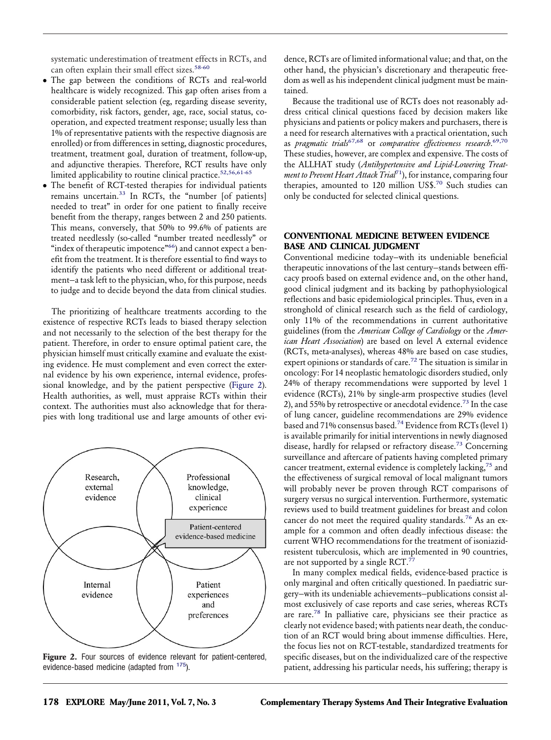systematic underestimation of treatment effects in RCTs, and can often explain their small effect sizes.[58-60]

- The gap between the conditions of RCTs and real-world healthcare is widely recognized. This gap often arises from a considerable patient selection (eg, regarding disease severity, comorbidity, risk factors, gender, age, race, social status, cooperation, and expected treatment response; usually less than 1% of representative patients with the respective diagnosis are enrolled) or from differences in setting, diagnostic procedures, treatment, treatment goal, duration of treatment, follow-up, and adjunctive therapies. Therefore, RCT results have only limited applicability to routine clinical practice.[52,56,61-65]
- The benefit of RCT-tested therapies for individual patients remains uncertain.[33] In RCTs, the "number [of patients] needed to treat" in order for one patient to finally receive benefit from the therapy, ranges between 2 and 250 patients. This means, conversely, that 50% to 99.6% of patients are treated needlessly (so-called "number treated needlessly" or "index of therapeutic impotence"[66]) and cannot expect a benefit from the treatment. It is therefore essential to find ways to identify the patients who need different or additional treatment—a task left to the physician, who, for this purpose, needs to judge and to decide beyond the data from clinical studies.

The prioritizing of healthcare treatments according to the existence of respective RCTs leads to biased therapy selection and not necessarily to the selection of the best therapy for the patient. Therefore, in order to ensure optimal patient care, the physician himself must critically examine and evaluate the existing evidence. He must complement and even correct the external evidence by his own experience, internal evidence, professional knowledge, and by the patient perspective (Figure 2). Health authorities, as well, must appraise RCTs within their context. The authorities must also acknowledge that for therapies with long traditional use and large amounts of other evidence, RCTs are of limited informational value; and that, on the other hand, the physician's discretionary and therapeutic freedom as well as his independent clinical judgment must be maintained.

Figure 2. Four sources of evidence relevant for patient-centered, evidence-based medicine (adapted from [175]).

Because the traditional use of RCTs does not reasonably address critical clinical questions faced by decision makers like physicians and patients or policy makers and purchasers, there is a need for research alternatives with a practical orientation, such as *pragmatic trials*[67,68] or *comparative effectiveness research*.[69,70] These studies, however, are complex and expensive. The costs of the ALLHAT study (*Antihypertensive and Lipid-Lowering Treatment to Prevent Heart Attack Trial*[71]), for instance, comparing four therapies, amounted to 120 million US$.[70] Such studies can only be conducted for selected clinical questions.

## CONVENTIONAL MEDICINE BETWEEN EVIDENCE BASE AND CLINICAL JUDGMENT

Conventional medicine today—with its undeniable beneficial therapeutic innovations of the last century—stands between efficacy proofs based on external evidence and, on the other hand, good clinical judgment and its backing by pathophysiological reflections and basic epidemiological principles. Thus, even in a stronghold of clinical research such as the field of cardiology, only 11% of the recommendations in current authoritative guidelines (from the *American College of Cardiology* or the *American Heart Association*) are based on level A external evidence (RCTs, meta-analyses), whereas 48% are based on case studies, expert opinions or standards of care.[72] The situation is similar in oncology: For 14 neoplastic hematologic disorders studied, only 24% of therapy recommendations were supported by level 1 evidence (RCTs), 21% by single-arm prospective studies (level 2), and 55% by retrospective or anecdotal evidence.[73] In the case of lung cancer, guideline recommendations are 29% evidence based and 71% consensus based.[74] Evidence from RCTs (level 1) is available primarily for initial interventions in newly diagnosed disease, hardly for relapsed or refractory disease.[73] Concerning surveillance and aftercare of patients having completed primary cancer treatment, external evidence is completely lacking,[75] and the effectiveness of surgical removal of local malignant tumors will probably never be proven through RCT comparisons of surgery versus no surgical intervention. Furthermore, systematic reviews used to build treatment guidelines for breast and colon cancer do not meet the required quality standards.[76] As an example for a common and often deadly infectious disease: the current WHO recommendations for the treatment of isoniazid-resistent tuberculosis, which are implemented in 90 countries, are not supported by a single RCT.[77]

In many complex medical fields, evidence-based practice is only marginal and often critically questioned. In paediatric surgery—with its undeniable achievements—publications consist almost exclusively of case reports and case series, whereas RCTs are rare.[78] In palliative care, physicians see their practice as clearly not evidence based; with patients near death, the conduction of an RCT would bring about immense difficulties. Here, the focus lies not on RCT-testable, standardized treatments for specific diseases, but on the individualized care of the respective patient, addressing his particular needs, his suffering; therapy is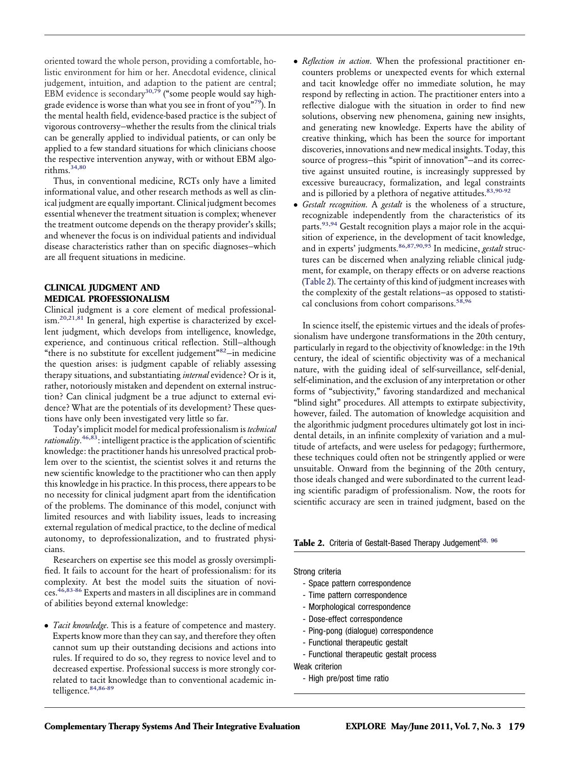oriented toward the whole person, providing a comfortable, holistic environment for him or her. Anecdotal evidence, clinical judgement, intuition, and adaption to the patient are central; EBM evidence is secondary[30,79] ("some people would say high-grade evidence is worse than what you see in front of you"[79]). In the mental health field, evidence-based practice is the subject of vigorous controversy–whether the results from the clinical trials can be generally applied to individual patients, or can only be applied to a few standard situations for which clinicians choose the respective intervention anyway, with or without EBM algorithms.[34,80]

Thus, in conventional medicine, RCTs only have a limited informational value, and other research methods as well as clinical judgment are equally important. Clinical judgment becomes essential whenever the treatment situation is complex; whenever the treatment outcome depends on the therapy provider's skills; and whenever the focus is on individual patients and individual disease characteristics rather than on specific diagnoses–which are all frequent situations in medicine.

## CLINICAL JUDGMENT AND MEDICAL PROFESSIONALISM

Clinical judgment is a core element of medical professionalism.[20,21,81] In general, high expertise is characterized by excellent judgment, which develops from intelligence, knowledge, experience, and continuous critical reflection. Still–although "there is no substitute for excellent judgement"[82]–in medicine the question arises: is judgment capable of reliably assessing therapy situations, and substantiating *internal* evidence? Or is it, rather, notoriously mistaken and dependent on external instruction? Can clinical judgment be a true adjunct to external evidence? What are the potentials of its development? These questions have only been investigated very little so far.

Today's implicit model for medical professionalism is *technical rationality*.[46,83]: intelligent practice is the application of scientific knowledge: the practitioner hands his unresolved practical problem over to the scientist, the scientist solves it and returns the new scientific knowledge to the practitioner who can then apply this knowledge in his practice. In this process, there appears to be no necessity for clinical judgment apart from the identification of the problems. The dominance of this model, conjunct with limited resources and with liability issues, leads to increasing external regulation of medical practice, to the decline of medical autonomy, to deprofessionalization, and to frustrated physicians.

Researchers on expertise see this model as grossly oversimplified. It fails to account for the heart of professionalism: for its complexity. At best the model suits the situation of novices.[46,83-86] Experts and masters in all disciplines are in command of abilities beyond external knowledge:

- *Tacit knowledge*. This is a feature of competence and mastery. Experts know more than they can say, and therefore they often cannot sum up their outstanding decisions and actions into rules. If required to do so, they regress to novice level and to decreased expertise. Professional success is more strongly correlated to tacit knowledge than to conventional academic intelligence.[84,86-89]
- *Reflection in action*. When the professional practitioner encounters problems or unexpected events for which external and tacit knowledge offer no immediate solution, he may respond by reflecting in action. The practitioner enters into a reflective dialogue with the situation in order to find new solutions, observing new phenomena, gaining new insights, and generating new knowledge. Experts have the ability of creative thinking, which has been the source for important discoveries, innovations and new medical insights. Today, this source of progress–this "spirit of innovation"–and its corrective against unsuited routine, is increasingly suppressed by excessive bureaucracy, formalization, and legal constraints and is pilloried by a plethora of negative attitudes.[83,90-92]
- *Gestalt recognition*. A *gestalt* is the wholeness of a structure, recognizable independently from the characteristics of its parts.[93,94] Gestalt recognition plays a major role in the acquisition of experience, in the development of tacit knowledge, and in experts' judgments.[86,87,90,95] In medicine, *gestalt* structures can be discerned when analyzing reliable clinical judgment, for example, on therapy effects or on adverse reactions (Table 2). The certainty of this kind of judgment increases with the complexity of the gestalt relations–as opposed to statistical conclusions from cohort comparisons.[58,96]

In science itself, the epistemic virtues and the ideals of professionalism have undergone transformations in the 20th century, particularly in regard to the objectivity of knowledge: in the 19th century, the ideal of scientific objectivity was of a mechanical nature, with the guiding ideal of self-surveillance, self-denial, self-elimination, and the exclusion of any interpretation or other forms of "subjectivity," favoring standardized and mechanical "blind sight" procedures. All attempts to extirpate subjectivity, however, failed. The automation of knowledge acquisition and the algorithmic judgment procedures ultimately got lost in incidental details, in an infinite complexity of variation and a multitude of artefacts, and were useless for pedagogy; furthermore, these techniques could often not be stringently applied or were unsuitable. Onward from the beginning of the 20th century, those ideals changed and were subordinated to the current leading scientific paradigm of professionalism. Now, the roots for scientific accuracy are seen in trained judgment, based on the

**Table 2.** Criteria of Gestalt-Based Therapy Judgement[58, 96]

Strong criteria
- Space pattern correspondence
- Time pattern correspondence
- Morphological correspondence
- Dose-effect correspondence
- Ping-pong (dialogue) correspondence
- Functional therapeutic gestalt
- Functional therapeutic gestalt process

Weak criterion
- High pre/post time ratio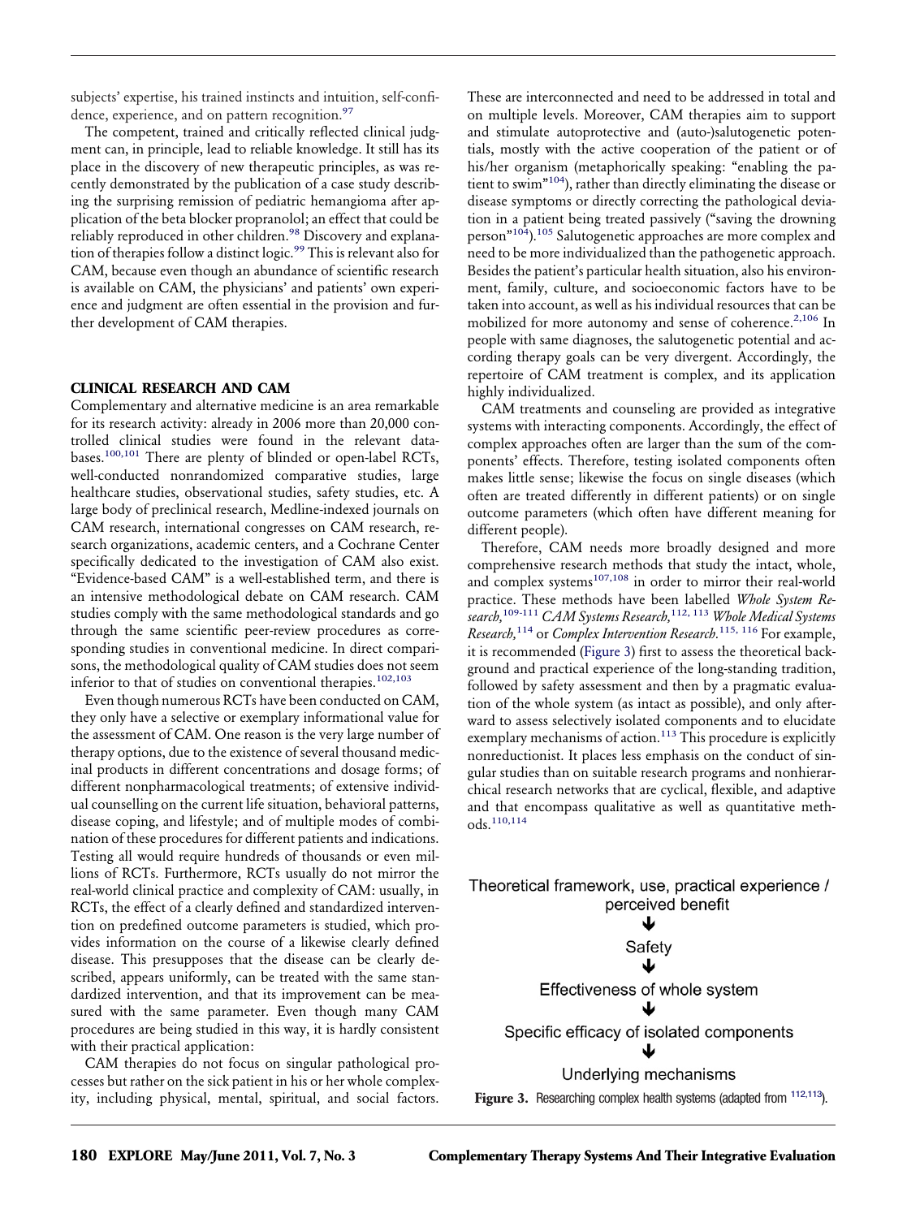subjects' expertise, his trained instincts and intuition, self-confidence, experience, and on pattern recognition.[97]

The competent, trained and critically reflected clinical judgment can, in principle, lead to reliable knowledge. It still has its place in the discovery of new therapeutic principles, as was recently demonstrated by the publication of a case study describing the surprising remission of pediatric hemangioma after application of the beta blocker propranolol; an effect that could be reliably reproduced in other children.[98] Discovery and explanation of therapies follow a distinct logic.[99] This is relevant also for CAM, because even though an abundance of scientific research is available on CAM, the physicians' and patients' own experience and judgment are often essential in the provision and further development of CAM therapies.

## CLINICAL RESEARCH AND CAM

Complementary and alternative medicine is an area remarkable for its research activity: already in 2006 more than 20,000 controlled clinical studies were found in the relevant databases.[100,101] There are plenty of blinded or open-label RCTs, well-conducted nonrandomized comparative studies, large healthcare studies, observational studies, safety studies, etc. A large body of preclinical research, Medline-indexed journals on CAM research, international congresses on CAM research, research organizations, academic centers, and a Cochrane Center specifically dedicated to the investigation of CAM also exist. "Evidence-based CAM" is a well-established term, and there is an intensive methodological debate on CAM research. CAM studies comply with the same methodological standards and go through the same scientific peer-review procedures as corresponding studies in conventional medicine. In direct comparisons, the methodological quality of CAM studies does not seem inferior to that of studies on conventional therapies.[102,103]

Even though numerous RCTs have been conducted on CAM, they only have a selective or exemplary informational value for the assessment of CAM. One reason is the very large number of therapy options, due to the existence of several thousand medicinal products in different concentrations and dosage forms; of different nonpharmacological treatments; of extensive individual counselling on the current life situation, behavioral patterns, disease coping, and lifestyle; and of multiple modes of combination of these procedures for different patients and indications. Testing all would require hundreds of thousands or even millions of RCTs. Furthermore, RCTs usually do not mirror the real-world clinical practice and complexity of CAM: usually, in RCTs, the effect of a clearly defined and standardized intervention on predefined outcome parameters is studied, which provides information on the course of a likewise clearly defined disease. This presupposes that the disease can be clearly described, appears uniformly, can be treated with the same standardized intervention, and that its improvement can be measured with the same parameter. Even though many CAM procedures are being studied in this way, it is hardly consistent with their practical application:

CAM therapies do not focus on singular pathological processes but rather on the sick patient in his or her whole complexity, including physical, mental, spiritual, and social factors. These are interconnected and need to be addressed in total and on multiple levels. Moreover, CAM therapies aim to support and stimulate autoprotective and (auto-)salutogenetic potentials, mostly with the active cooperation of the patient or of his/her organism (metaphorically speaking: "enabling the patient to swim"[104]), rather than directly eliminating the disease or disease symptoms or directly correcting the pathological deviation in a patient being treated passively ("saving the drowning person"[104]).[105] Salutogenetic approaches are more complex and need to be more individualized than the pathogenetic approach. Besides the patient's particular health situation, also his environment, family, culture, and socioeconomic factors have to be taken into account, as well as his individual resources that can be mobilized for more autonomy and sense of coherence.[2,106] In people with same diagnoses, the salutogenetic potential and according therapy goals can be very divergent. Accordingly, the repertoire of CAM treatment is complex, and its application highly individualized.

CAM treatments and counseling are provided as integrative systems with interacting components. Accordingly, the effect of complex approaches often are larger than the sum of the components' effects. Therefore, testing isolated components often makes little sense; likewise the focus on single diseases (which often are treated differently in different patients) or on single outcome parameters (which often have different meaning for different people).

Therefore, CAM needs more broadly designed and more comprehensive research methods that study the intact, whole, and complex systems[107,108] in order to mirror their real-world practice. These methods have been labelled *Whole System Research,*[109-111] *CAM Systems Research,*[112,113] *Whole Medical Systems Research,*[114] or *Complex Intervention Research.*[115,116] For example, it is recommended (Figure 3) first to assess the theoretical background and practical experience of the long-standing tradition, followed by safety assessment and then by a pragmatic evaluation of the whole system (as intact as possible), and only afterward to assess selectively isolated components and to elucidate exemplary mechanisms of action.[113] This procedure is explicitly nonreductionist. It places less emphasis on the conduct of singular studies than on suitable research programs and nonhierarchical research networks that are cyclical, flexible, and adaptive and that encompass qualitative as well as quantitative methods.[110,114]

Theoretical framework, use, practical experience / perceived benefit
↓
Safety
↓
Effectiveness of whole system
↓
Specific efficacy of isolated components
↓
Underlying mechanisms

**Figure 3.** Researching complex health systems (adapted from [112,113]).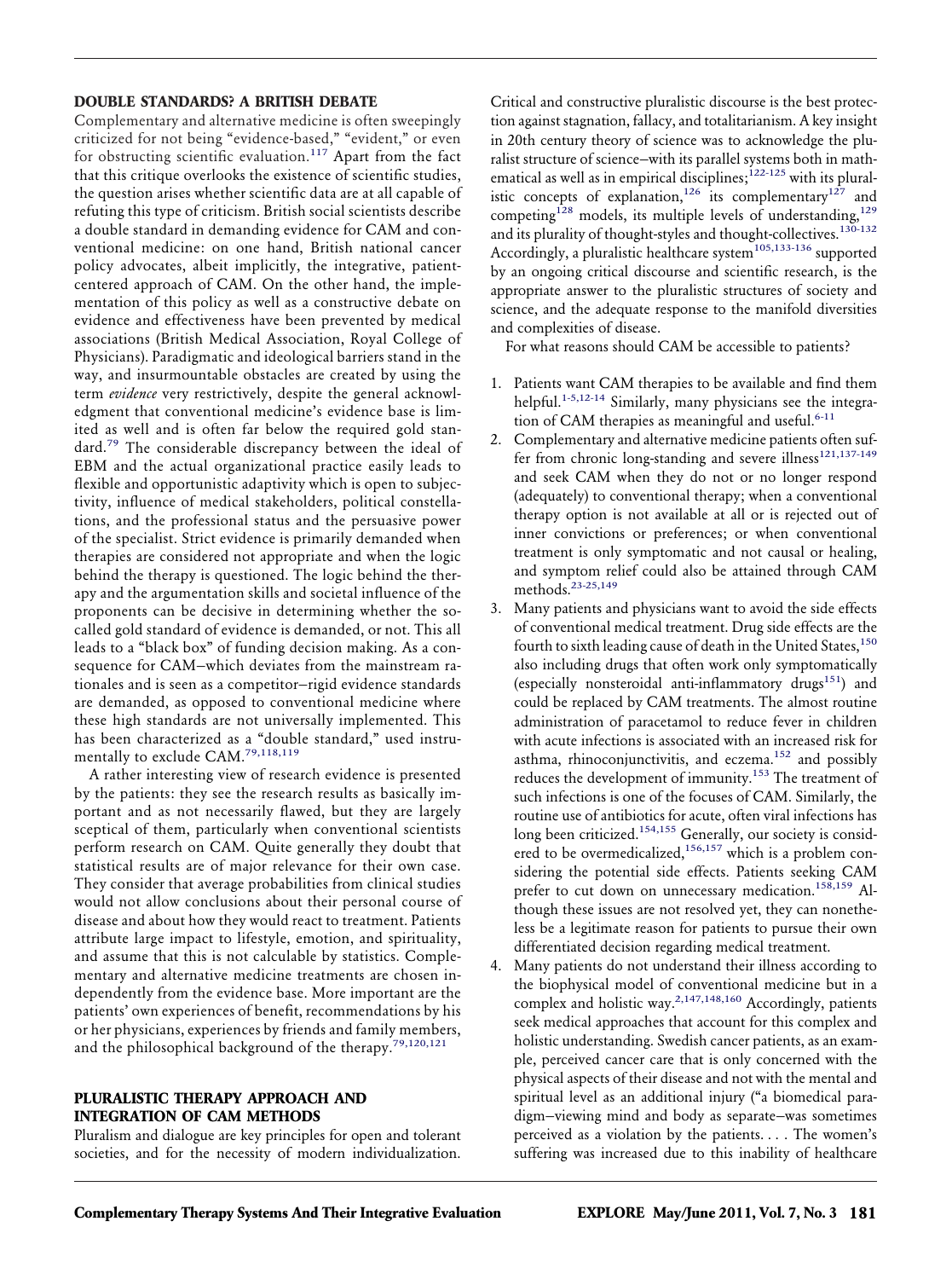## DOUBLE STANDARDS? A BRITISH DEBATE

Complementary and alternative medicine is often sweepingly criticized for not being "evidence-based," "evident," or even for obstructing scientific evaluation.[117] Apart from the fact that this critique overlooks the existence of scientific studies, the question arises whether scientific data are at all capable of refuting this type of criticism. British social scientists describe a double standard in demanding evidence for CAM and conventional medicine: on one hand, British national cancer policy advocates, albeit implicitly, the integrative, patient-centered approach of CAM. On the other hand, the implementation of this policy as well as a constructive debate on evidence and effectiveness have been prevented by medical associations (British Medical Association, Royal College of Physicians). Paradigmatic and ideological barriers stand in the way, and insurmountable obstacles are created by using the term *evidence* very restrictively, despite the general acknowledgment that conventional medicine's evidence base is limited as well and is often far below the required gold standard.[79] The considerable discrepancy between the ideal of EBM and the actual organizational practice easily leads to flexible and opportunistic adaptivity which is open to subjectivity, influence of medical stakeholders, political constellations, and the professional status and the persuasive power of the specialist. Strict evidence is primarily demanded when therapies are considered not appropriate and when the logic behind the therapy is questioned. The logic behind the therapy and the argumentation skills and societal influence of the proponents can be decisive in determining whether the so-called gold standard of evidence is demanded, or not. This all leads to a "black box" of funding decision making. As a consequence for CAM—which deviates from the mainstream rationales and is seen as a competitor—rigid evidence standards are demanded, as opposed to conventional medicine where these high standards are not universally implemented. This has been characterized as a "double standard," used instrumentally to exclude CAM.[79,118,119]

A rather interesting view of research evidence is presented by the patients: they see the research results as basically important and as not necessarily flawed, but they are largely sceptical of them, particularly when conventional scientists perform research on CAM. Quite generally they doubt that statistical results are of major relevance for their own case. They consider that average probabilities from clinical studies would not allow conclusions about their personal course of disease and about how they would react to treatment. Patients attribute large impact to lifestyle, emotion, and spirituality, and assume that this is not calculable by statistics. Complementary and alternative medicine treatments are chosen independently from the evidence base. More important are the patients' own experiences of benefit, recommendations by his or her physicians, experiences by friends and family members, and the philosophical background of the therapy.[79,120,121]

## PLURALISTIC THERAPY APPROACH AND INTEGRATION OF CAM METHODS

Pluralism and dialogue are key principles for open and tolerant societies, and for the necessity of modern individualization. Critical and constructive pluralistic discourse is the best protection against stagnation, fallacy, and totalitarianism. A key insight in 20th century theory of science was to acknowledge the pluralist structure of science—with its parallel systems both in mathematical as well as in empirical disciplines;[122-125] with its pluralistic concepts of explanation,[126] its complementary[127] and competing[128] models, its multiple levels of understanding,[129] and its plurality of thought-styles and thought-collectives.[130-132] Accordingly, a pluralistic healthcare system[105,133-136] supported by an ongoing critical discourse and scientific research, is the appropriate answer to the pluralistic structures of society and science, and the adequate response to the manifold diversities and complexities of disease.

For what reasons should CAM be accessible to patients?

1. Patients want CAM therapies to be available and find them helpful.[1-5,12-14] Similarly, many physicians see the integration of CAM therapies as meaningful and useful.[6-11]
2. Complementary and alternative medicine patients often suffer from chronic long-standing and severe illness[121,137-149] and seek CAM when they do not or no longer respond (adequately) to conventional therapy; when a conventional therapy option is not available at all or is rejected out of inner convictions or preferences; or when conventional treatment is only symptomatic and not causal or healing, and symptom relief could also be attained through CAM methods.[23-25,149]
3. Many patients and physicians want to avoid the side effects of conventional medical treatment. Drug side effects are the fourth to sixth leading cause of death in the United States,[150] also including drugs that often work only symptomatically (especially nonsteroidal anti-inflammatory drugs[151]) and could be replaced by CAM treatments. The almost routine administration of paracetamol to reduce fever in children with acute infections is associated with an increased risk for asthma, rhinoconjunctivitis, and eczema.[152] and possibly reduces the development of immunity.[153] The treatment of such infections is one of the focuses of CAM. Similarly, the routine use of antibiotics for acute, often viral infections has long been criticized.[154,155] Generally, our society is considered to be overmedicalized,[156,157] which is a problem considering the potential side effects. Patients seeking CAM prefer to cut down on unnecessary medication.[158,159] Although these issues are not resolved yet, they can nonetheless be a legitimate reason for patients to pursue their own differentiated decision regarding medical treatment.
4. Many patients do not understand their illness according to the biophysical model of conventional medicine but in a complex and holistic way.[2,147,148,160] Accordingly, patients seek medical approaches that account for this complex and holistic understanding. Swedish cancer patients, as an example, perceived cancer care that is only concerned with the physical aspects of their disease and not with the mental and spiritual level as an additional injury ("a biomedical paradigm—viewing mind and body as separate—was sometimes perceived as a violation by the patients. . . . The women's suffering was increased due to this inability of healthcare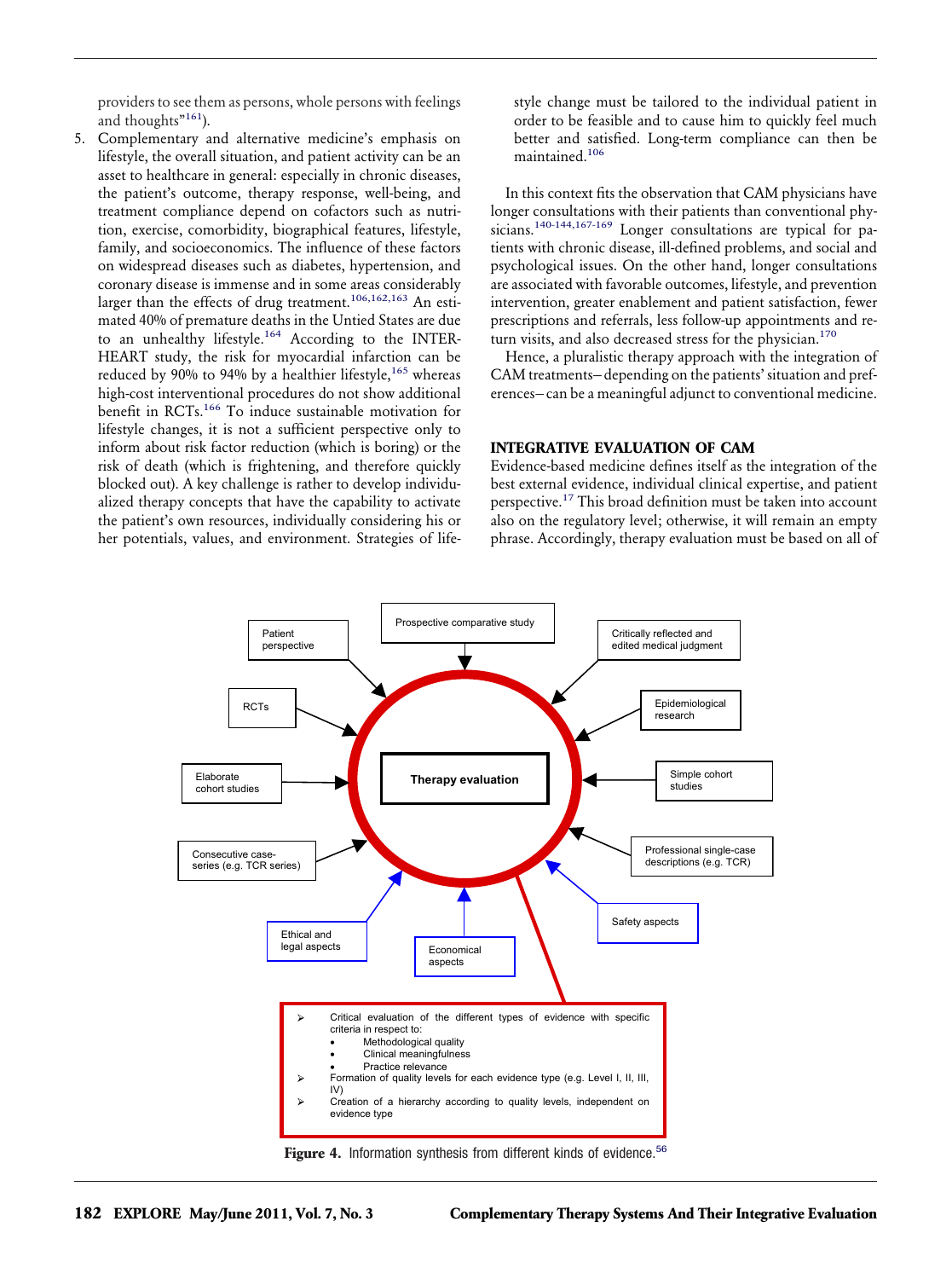providers to see them as persons, whole persons with feelings and thoughts"[161]).

5. Complementary and alternative medicine's emphasis on lifestyle, the overall situation, and patient activity can be an asset to healthcare in general: especially in chronic diseases, the patient's outcome, therapy response, well-being, and treatment compliance depend on cofactors such as nutrition, exercise, comorbidity, biographical features, lifestyle, family, and socioeconomics. The influence of these factors on widespread diseases such as diabetes, hypertension, and coronary disease is immense and in some areas considerably larger than the effects of drug treatment.[106,162,163] An estimated 40% of premature deaths in the Untied States are due to an unhealthy lifestyle.[164] According to the INTERHEART study, the risk for myocardial infarction can be reduced by 90% to 94% by a healthier lifestyle,[165] whereas high-cost interventional procedures do not show additional benefit in RCTs.[166] To induce sustainable motivation for lifestyle changes, it is not a sufficient perspective only to inform about risk factor reduction (which is boring) or the risk of death (which is frightening, and therefore quickly blocked out). A key challenge is rather to develop individualized therapy concepts that have the capability to activate the patient's own resources, individually considering his or her potentials, values, and environment. Strategies of life-style change must be tailored to the individual patient in order to be feasible and to cause him to quickly feel much better and satisfied. Long-term compliance can then be maintained.[106]

In this context fits the observation that CAM physicians have longer consultations with their patients than conventional physicians.[140-144,167-169] Longer consultations are typical for patients with chronic disease, ill-defined problems, and social and psychological issues. On the other hand, longer consultations are associated with favorable outcomes, lifestyle, and prevention intervention, greater enablement and patient satisfaction, fewer prescriptions and referrals, less follow-up appointments and return visits, and also decreased stress for the physician.[170]

Hence, a pluralistic therapy approach with the integration of CAM treatments– depending on the patients' situation and preferences– can be a meaningful adjunct to conventional medicine.

## INTEGRATIVE EVALUATION OF CAM

Evidence-based medicine defines itself as the integration of the best external evidence, individual clinical expertise, and patient perspective.[17] This broad definition must be taken into account also on the regulatory level; otherwise, it will remain an empty phrase. Accordingly, therapy evaluation must be based on all of

**Figure 4.** Information synthesis from different kinds of evidence.[56]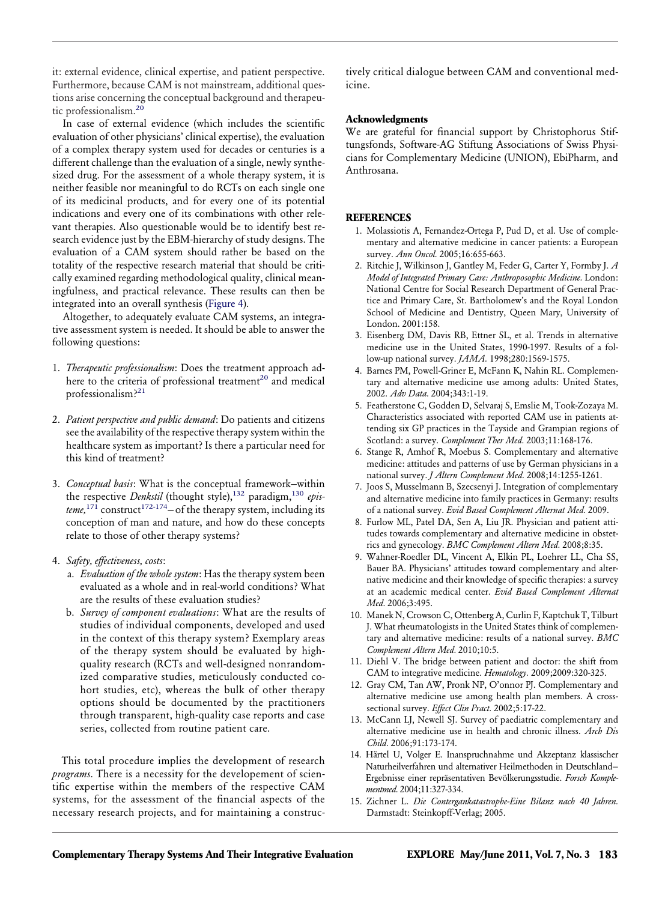it: external evidence, clinical expertise, and patient perspective. Furthermore, because CAM is not mainstream, additional questions arise concerning the conceptual background and therapeutic professionalism.[20]

In case of external evidence (which includes the scientific evaluation of other physicians' clinical expertise), the evaluation of a complex therapy system used for decades or centuries is a different challenge than the evaluation of a single, newly synthesized drug. For the assessment of a whole therapy system, it is neither feasible nor meaningful to do RCTs on each single one of its medicinal products, and for every one of its potential indications and every one of its combinations with other relevant therapies. Also questionable would be to identify best research evidence just by the EBM-hierarchy of study designs. The evaluation of a CAM system should rather be based on the totality of the respective research material that should be critically examined regarding methodological quality, clinical meaningfulness, and practical relevance. These results can then be integrated into an overall synthesis (Figure 4).

Altogether, to adequately evaluate CAM systems, an integrative assessment system is needed. It should be able to answer the following questions:

1. *Therapeutic professionalism*: Does the treatment approach adhere to the criteria of professional treatment[20] and medical professionalism?[21]
2. *Patient perspective and public demand*: Do patients and citizens see the availability of the respective therapy system within the healthcare system as important? Is there a particular need for this kind of treatment?
3. *Conceptual basis*: What is the conceptual framework–within the respective *Denkstil* (thought style),[132] paradigm,[130] *episteme,*[171] construct[172-174]– of the therapy system, including its conception of man and nature, and how do these concepts relate to those of other therapy systems?
4. *Safety, effectiveness, costs*:
   a. *Evaluation of the whole system*: Has the therapy system been evaluated as a whole and in real-world conditions? What are the results of these evaluation studies?
   b. *Survey of component evaluations*: What are the results of studies of individual components, developed and used in the context of this therapy system? Exemplary areas of the therapy system should be evaluated by high-quality research (RCTs and well-designed nonrandomized comparative studies, meticulously conducted cohort studies, etc), whereas the bulk of other therapy options should be documented by the practitioners through transparent, high-quality case reports and case series, collected from routine patient care.

This total procedure implies the development of research *programs*. There is a necessity for the developement of scientific expertise within the members of the respective CAM systems, for the assessment of the financial aspects of the necessary research projects, and for maintaining a constructively critical dialogue between CAM and conventional medicine.

### Acknowledgments

We are grateful for financial support by Christophorus Stiftungsfonds, Software-AG Stiftung Associations of Swiss Physicians for Complementary Medicine (UNION), EbiPharm, and Anthrosana.

## REFERENCES

1. Molassiotis A, Fernandez-Ortega P, Pud D, et al. Use of complementary and alternative medicine in cancer patients: a European survey. *Ann Oncol.* 2005;16:655-663.
2. Ritchie J, Wilkinson J, Gantley M, Feder G, Carter Y, Formby J. *A Model of Integrated Primary Care: Anthroposophic Medicine.* London: National Centre for Social Research Department of General Practice and Primary Care, St. Bartholomew's and the Royal London School of Medicine and Dentistry, Queen Mary, University of London. 2001:158.
3. Eisenberg DM, Davis RB, Ettner SL, et al. Trends in alternative medicine use in the United States, 1990-1997. Results of a follow-up national survey. *JAMA.* 1998;280:1569-1575.
4. Barnes PM, Powell-Griner E, McFann K, Nahin RL. Complementary and alternative medicine use among adults: United States, 2002. *Adv Data.* 2004;343:1-19.
5. Featherstone C, Godden D, Selvaraj S, Emslie M, Took-Zozaya M. Characteristics associated with reported CAM use in patients attending six GP practices in the Tayside and Grampian regions of Scotland: a survey. *Complement Ther Med.* 2003;11:168-176.
6. Stange R, Amhof R, Moebus S. Complementary and alternative medicine: attitudes and patterns of use by German physicians in a national survey. *J Altern Complement Med.* 2008;14:1255-1261.
7. Joos S, Musselmann B, Szecsenyi J. Integration of complementary and alternative medicine into family practices in Germany: results of a national survey. *Evid Based Complement Alternat Med.* 2009.
8. Furlow ML, Patel DA, Sen A, Liu JR. Physician and patient attitudes towards complementary and alternative medicine in obstetrics and gynecology. *BMC Complement Altern Med.* 2008;8:35.
9. Wahner-Roedler DL, Vincent A, Elkin PL, Loehrer LL, Cha SS, Bauer BA. Physicians' attitudes toward complementary and alternative medicine and their knowledge of specific therapies: a survey at an academic medical center. *Evid Based Complement Alternat Med.* 2006;3:495.
10. Manek N, Crowson C, Ottenberg A, Curlin F, Kaptchuk T, Tilburt J. What rheumatologists in the United States think of complementary and alternative medicine: results of a national survey. *BMC Complement Altern Med.* 2010;10:5.
11. Diehl V. The bridge between patient and doctor: the shift from CAM to integrative medicine. *Hematology.* 2009;2009:320-325.
12. Gray CM, Tan AW, Pronk NP, O'onnor PJ. Complementary and alternative medicine use among health plan members. A cross-sectional survey. *Effect Clin Pract.* 2002;5:17-22.
13. McCann LJ, Newell SJ. Survey of paediatric complementary and alternative medicine use in health and chronic illness. *Arch Dis Child.* 2006;91:173-174.
14. Härtel U, Volger E. Inanspruchnahme und Akzeptanz klassischer Naturheilverfahren und alternativer Heilmethoden in Deutschland–Ergebnisse einer repräsentativen Bevölkerungsstudie. *Forsch Komplementmed.* 2004;11:327-334.
15. Zichner L. *Die Contergankatastrophe-Eine Bilanz nach 40 Jahren.* Darmstadt: Steinkopff-Verlag; 2005.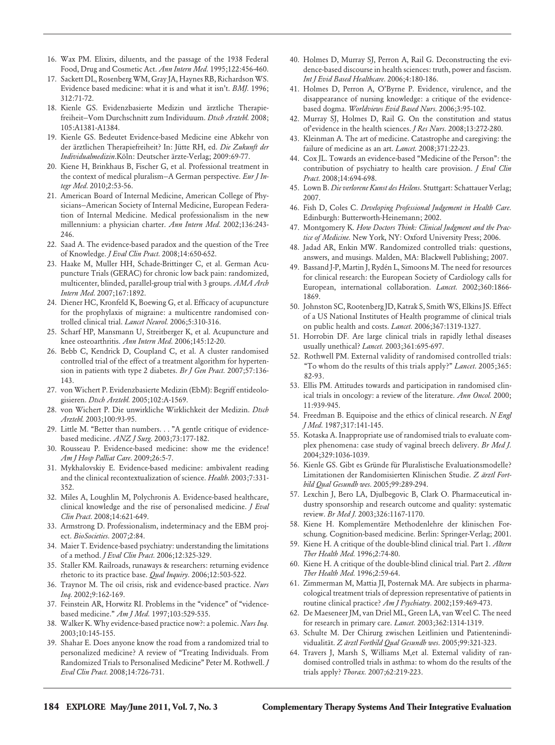16. Wax PM. Elixirs, diluents, and the passage of the 1938 Federal Food, Drug and Cosmetic Act. *Ann Intern Med.* 1995;122:456-460.
17. Sackett DL, Rosenberg WM, Gray JA, Haynes RB, Richardson WS. Evidence based medicine: what it is and what it isn't. *BMJ.* 1996; 312:71-72.
18. Kienle GS. Evidenzbasierte Medizin und ärztliche Therapiefreiheit–Vom Durchschnitt zum Individuum. *Dtsch Arztebl.* 2008; 105:A1381-A1384.
19. Kienle GS. Bedeutet Evidence-based Medicine eine Abkehr von der ärztlichen Therapiefreiheit? In: Jütte RH, ed. *Die Zukunft der Individualmedizin*.Köln: Deutscher ärzte-Verlag; 2009:69-77.
20. Kiene H, Brinkhaus B, Fischer G, et al. Professional treatment in the context of medical pluralism–A German perspective. *Eur J Integr Med.* 2010;2:53-56.
21. American Board of Internal Medicine, American College of Physicians–American Society of Internal Medicine, European Federation of Internal Medicine. Medical professionalism in the new millennium: a physician charter. *Ann Intern Med.* 2002;136:243-246.
22. Saad A. The evidence-based paradox and the question of the Tree of Knowledge. *J Eval Clin Pract.* 2008;14:650-652.
23. Haake M, Muller HH, Schade-Brittinger C, et al. German Acupuncture Trials (GERAC) for chronic low back pain: randomized, multicenter, blinded, parallel-group trial with 3 groups. *AMA Arch Intern Med.* 2007;167:1892.
24. Diener HC, Kronfeld K, Boewing G, et al. Efficacy of acupuncture for the prophylaxis of migraine: a multicentre randomised controlled clinical trial. *Lancet Neurol.* 2006;5:310-316.
25. Scharf HP, Mansmann U, Streitberger K, et al. Acupuncture and knee osteoarthritis. *Ann Intern Med.* 2006;145:12-20.
26. Bebb C, Kendrick D, Coupland C, et al. A cluster randomised controlled trial of the effect of a treatment algorithm for hypertension in patients with type 2 diabetes. *Br J Gen Pract.* 2007;57:136-143.
27. von Wichert P. Evidenzbasierte Medizin (EbM): Begriff entideologisieren. *Dtsch Arztebl.* 2005;102:A-1569.
28. von Wichert P. Die unwirkliche Wirklichkeit der Medizin. *Dtsch Arztebl.* 2003;100:93-95.
29. Little M. "Better than numbers. . . "A gentle critique of evidence-based medicine. *ANZ J Surg.* 2003;73:177-182.
30. Rousseau P. Evidence-based medicine: show me the evidence! *Am J Hosp Palliat Care.* 2009;26:5-7.
31. Mykhalovskiy E. Evidence-based medicine: ambivalent reading and the clinical recontextualization of science. *Health.* 2003;7:331-352.
32. Miles A, Loughlin M, Polychronis A. Evidence-based healthcare, clinical knowledge and the rise of personalised medicine. *J Eval Clin Pract.* 2008;14:621-649.
33. Armstrong D. Professionalism, indeterminacy and the EBM project. *BioSocieties.* 2007;2:84.
34. Maier T. Evidence-based psychiatry: understanding the limitations of a method. *J Eval Clin Pract.* 2006;12:325-329.
35. Staller KM. Railroads, runaways & researchers: returning evidence rhetoric to its practice base. *Qual Inquiry.* 2006;12:503-522.
36. Traynor M. The oil crisis, risk and evidence-based practice. *Nurs Inq.* 2002;9:162-169.
37. Feinstein AR, Horwitz RI. Problems in the "vidence" of "vidence-based medicine." *Am J Med.* 1997;103:529-535.
38. Walker K. Why evidence-based practice now?: a polemic. *Nurs Inq.* 2003;10:145-155.
39. Shahar E. Does anyone know the road from a randomized trial to personalized medicine? A review of "Treating Individuals. From Randomized Trials to Personalised Medicine" Peter M. Rothwell. *J Eval Clin Pract.* 2008;14:726-731.
40. Holmes D, Murray SJ, Perron A, Rail G. Deconstructing the evidence-based discourse in health sciences: truth, power and fascism. *Int J Evid Based Healthcare.* 2006;4:180-186.
41. Holmes D, Perron A, O'Byrne P. Evidence, virulence, and the disappearance of nursing knowledge: a critique of the evidence-based dogma. *Worldviews Evid Based Nurs.* 2006;3:95-102.
42. Murray SJ, Holmes D, Rail G. On the constitution and status of'evidence in the health sciences. *J Res Nurs.* 2008;13:272-280.
43. Kleinman A. The art of medicine. Catastrophe and caregiving: the failure of medicine as an art. *Lancet.* 2008;371:22-23.
44. Cox JL. Towards an evidence-based "Medicine of the Person": the contribution of psychiatry to health care provision. *J Eval Clin Pract.* 2008;14:694-698.
45. Lown B. *Die verlorene Kunst des Heilens.* Stuttgart: Schattauer Verlag; 2007.
46. Fish D, Coles C. *Developing Professional Judgement in Health Care.* Edinburgh: Butterworth-Heinemann; 2002.
47. Montgomery K. *How Doctors Think: Clinical Judgment and the Practice of Medicine.* New York, NY: Oxford University Press; 2006.
48. Jadad AR, Enkin MW. Randomized controlled trials: questions, answers, and musings. Malden, MA: Blackwell Publishing; 2007.
49. Bassand J-P, Martin J, Rydén L, Simoons M. The need for resources for clinical research: the European Society of Cardiology calls for European, international collaboration. *Lancet.* 2002;360:1866-1869.
50. Johnston SC, Rootenberg JD, Katrak S, Smith WS, Elkins JS. Effect of a US National Institutes of Health programme of clinical trials on public health and costs. *Lancet.* 2006;367:1319-1327.
51. Horrobin DF. Are large clinical trials in rapidly lethal diseases usually unethical? *Lancet.* 2003;361:695-697.
52. Rothwell PM. External validity of randomised controlled trials: "To whom do the results of this trials apply?" *Lancet.* 2005;365: 82-93.
53. Ellis PM. Attitudes towards and participation in randomised clinical trials in oncology: a review of the literature. *Ann Oncol.* 2000; 11:939-945.
54. Freedman B. Equipoise and the ethics of clinical research. *N Engl J Med.* 1987;317:141-145.
55. Kotaska A. Inappropriate use of randomised trials to evaluate complex phenomena: case study of vaginal breech delivery. *Br Med J.* 2004;329:1036-1039.
56. Kienle GS. Gibt es Gründe für Pluralistische Evaluationsmodelle? Limitationen der Randomisierten Klinischen Studie. *Z ärztl Fortbild Qual Gesundh wes.* 2005;99:289-294.
57. Lexchin J, Bero LA, Djulbegovic B, Clark O. Pharmaceutical industry sponsorship and research outcome and quality: systematic review. *Br Med J.* 2003;326:1167-1170.
58. Kiene H. Komplementäre Methodenlehre der klinischen Forschung. Cognition-based medicine. Berlin: Springer-Verlag; 2001.
59. Kiene H. A critique of the double-blind clinical trial. Part 1. *Altern Ther Health Med.* 1996;2:74-80.
60. Kiene H. A critique of the double-blind clinical trial. Part 2. *Altern Ther Health Med.* 1996;2:59-64.
61. Zimmerman M, Mattia JI, Posternak MA. Are subjects in pharmacological treatment trials of depression representative of patients in routine clinical practice? *Am J Psychiatry.* 2002;159:469-473.
62. De Maeseneer JM, van Driel ML, Green LA, van Weel C. The need for research in primary care. *Lancet.* 2003;362:1314-1319.
63. Schulte M. Der Chirurg zwischen Leitlinien und Patientenindividualität. *Z ärztl Fortbild Qual Gesundh wes.* 2005;99:321-323.
64. Travers J, Marsh S, Williams M,et al. External validity of randomised controlled trials in asthma: to whom do the results of the trials apply? *Thorax.* 2007;62:219-223.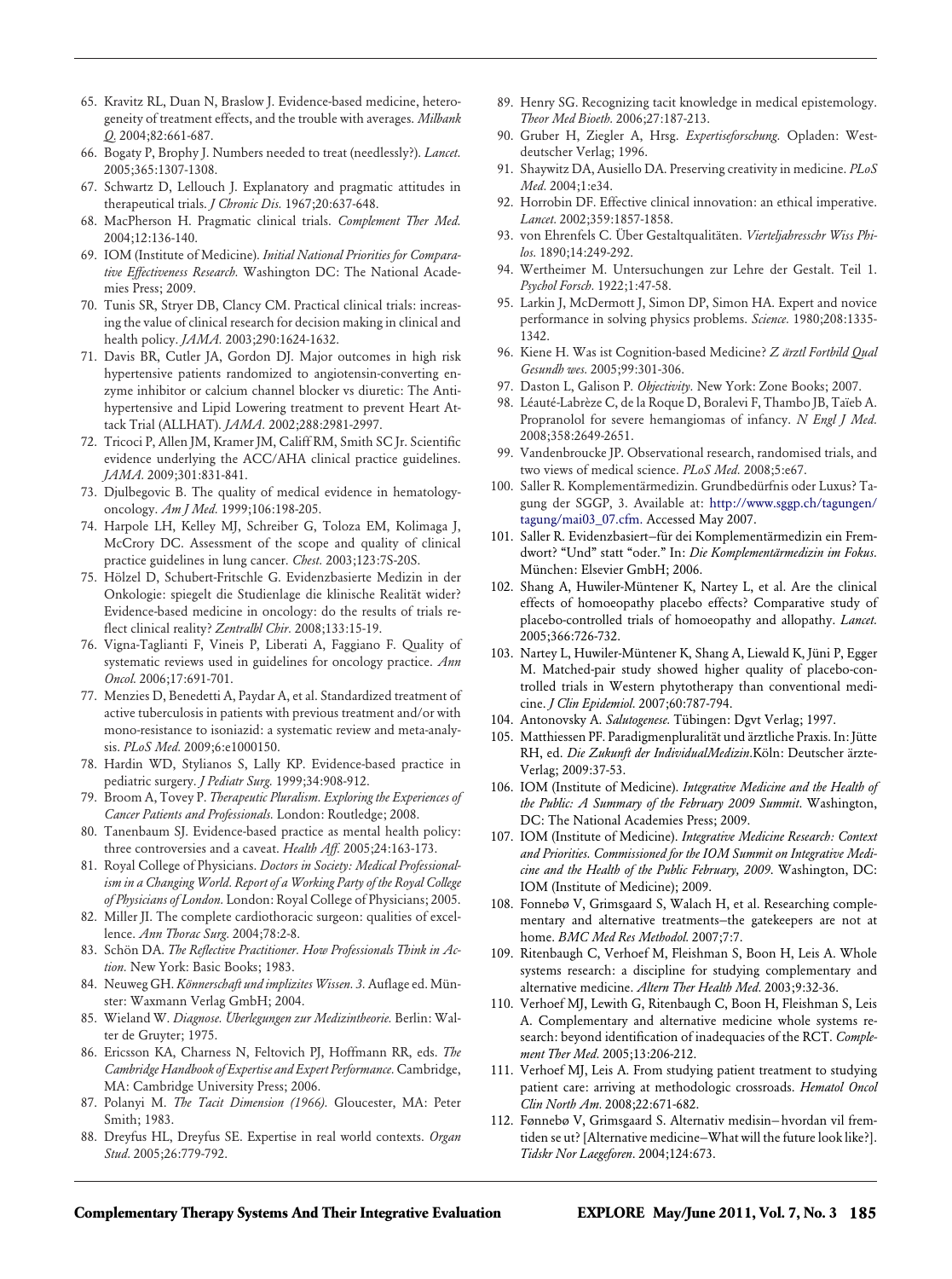65. Kravitz RL, Duan N, Braslow J. Evidence-based medicine, heterogeneity of treatment effects, and the trouble with averages. *Milbank Q.* 2004;82:661-687.
66. Bogaty P, Brophy J. Numbers needed to treat (needlessly?). *Lancet.* 2005;365:1307-1308.
67. Schwartz D, Lellouch J. Explanatory and pragmatic attitudes in therapeutical trials. *J Chronic Dis.* 1967;20:637-648.
68. MacPherson H. Pragmatic clinical trials. *Complement Ther Med.* 2004;12:136-140.
69. IOM (Institute of Medicine). *Initial National Priorities for Comparative Effectiveness Research.* Washington DC: The National Academies Press; 2009.
70. Tunis SR, Stryer DB, Clancy CM. Practical clinical trials: increasing the value of clinical research for decision making in clinical and health policy. *JAMA.* 2003;290:1624-1632.
71. Davis BR, Cutler JA, Gordon DJ. Major outcomes in high risk hypertensive patients randomized to angiotensin-converting enzyme inhibitor or calcium channel blocker vs diuretic: The Antihypertensive and Lipid Lowering treatment to prevent Heart Attack Trial (ALLHAT). *JAMA.* 2002;288:2981-2997.
72. Tricoci P, Allen JM, Kramer JM, Califf RM, Smith SC Jr. Scientific evidence underlying the ACC/AHA clinical practice guidelines. *JAMA.* 2009;301:831-841.
73. Djulbegovic B. The quality of medical evidence in hematology-oncology. *Am J Med.* 1999;106:198-205.
74. Harpole LH, Kelley MJ, Schreiber G, Toloza EM, Kolimaga J, McCrory DC. Assessment of the scope and quality of clinical practice guidelines in lung cancer. *Chest.* 2003;123:7S-20S.
75. Hölzel D, Schubert-Fritschle G. Evidenzbasierte Medizin in der Onkologie: spiegelt die Studienlage die klinische Realität wider? Evidence-based medicine in oncology: do the results of trials reflect clinical reality? *Zentralbl Chir.* 2008;133:15-19.
76. Vigna-Taglianti F, Vineis P, Liberati A, Faggiano F. Quality of systematic reviews used in guidelines for oncology practice. *Ann Oncol.* 2006;17:691-701.
77. Menzies D, Benedetti A, Paydar A, et al. Standardized treatment of active tuberculosis in patients with previous treatment and/or with mono-resistance to isoniazid: a systematic review and meta-analysis. *PLoS Med.* 2009;6:e1000150.
78. Hardin WD, Stylianos S, Lally KP. Evidence-based practice in pediatric surgery. *J Pediatr Surg.* 1999;34:908-912.
79. Broom A, Tovey P. *Therapeutic Pluralism. Exploring the Experiences of Cancer Patients and Professionals.* London: Routledge; 2008.
80. Tanenbaum SJ. Evidence-based practice as mental health policy: three controversies and a caveat. *Health Aff.* 2005;24:163-173.
81. Royal College of Physicians. *Doctors in Society: Medical Professionalism in a Changing World. Report of a Working Party of the Royal College of Physicians of London.* London: Royal College of Physicians; 2005.
82. Miller JI. The complete cardiothoracic surgeon: qualities of excellence. *Ann Thorac Surg.* 2004;78:2-8.
83. Schön DA. *The Reflective Practitioner. How Professionals Think in Action.* New York: Basic Books; 1983.
84. Neuweg GH. *Könnerschaft und implizites Wissen. 3.* Auflage ed. Münster: Waxmann Verlag GmbH; 2004.
85. Wieland W. *Diagnose. Überlegungen zur Medizintheorie.* Berlin: Walter de Gruyter; 1975.
86. Ericsson KA, Charness N, Feltovich PJ, Hoffmann RR, eds. *The Cambridge Handbook of Expertise and Expert Performance.* Cambridge, MA: Cambridge University Press; 2006.
87. Polanyi M. *The Tacit Dimension (1966).* Gloucester, MA: Peter Smith; 1983.
88. Dreyfus HL, Dreyfus SE. Expertise in real world contexts. *Organ Stud.* 2005;26:779-792.
89. Henry SG. Recognizing tacit knowledge in medical epistemology. *Theor Med Bioeth.* 2006;27:187-213.
90. Gruber H, Ziegler A, Hrsg. *Expertiseforschung.* Opladen: Westdeutscher Verlag; 1996.
91. Shaywitz DA, Ausiello DA. Preserving creativity in medicine. *PLoS Med.* 2004;1:e34.
92. Horrobin DF. Effective clinical innovation: an ethical imperative. *Lancet.* 2002;359:1857-1858.
93. von Ehrenfels C. Über Gestaltqualitäten. *Vierteljahresschr Wiss Philos.* 1890;14:249-292.
94. Wertheimer M. Untersuchungen zur Lehre der Gestalt. Teil 1. *Psychol Forsch.* 1922;1:47-58.
95. Larkin J, McDermott J, Simon DP, Simon HA. Expert and novice performance in solving physics problems. *Science.* 1980;208:1335-1342.
96. Kiene H. Was ist Cognition-based Medicine? *Z ärztl Fortbild Qual Gesundh wes.* 2005;99:301-306.
97. Daston L, Galison P. *Objectivity.* New York: Zone Books; 2007.
98. Léauté-Labrèze C, de la Roque D, Boralevi F, Thambo JB, Taïeb A. Propranolol for severe hemangiomas of infancy. *N Engl J Med.* 2008;358:2649-2651.
99. Vandenbroucke JP. Observational research, randomised trials, and two views of medical science. *PLoS Med.* 2008;5:e67.
100. Saller R. Komplementärmedizin. Grundbedürfnis oder Luxus? Tagung der SGGP, 3. Available at: http://www.sggp.ch/tagungen/tagung/mai03_07.cfm. Accessed May 2007.
101. Saller R. Evidenzbasiert–für dei Komplementärmedizin ein Fremdwort? "Und" statt "oder." In: *Die Komplementärmedizin im Fokus.* München: Elsevier GmbH; 2006.
102. Shang A, Huwiler-Müntener K, Nartey L, et al. Are the clinical effects of homoeopathy placebo effects? Comparative study of placebo-controlled trials of homoeopathy and allopathy. *Lancet.* 2005;366:726-732.
103. Nartey L, Huwiler-Müntener K, Shang A, Liewald K, Jüni P, Egger M. Matched-pair study showed higher quality of placebo-controlled trials in Western phytotherapy than conventional medicine. *J Clin Epidemiol.* 2007;60:787-794.
104. Antonovsky A. *Salutogenese.* Tübingen: Dgvt Verlag; 1997.
105. Matthiessen PF. Paradigmenpluralität und ärztliche Praxis. In: Jütte RH, ed. *Die Zukunft der IndividualMedizin.*Köln: Deutscher ärzte-Verlag; 2009:37-53.
106. IOM (Institute of Medicine). *Integrative Medicine and the Health of the Public: A Summary of the February 2009 Summit.* Washington, DC: The National Academies Press; 2009.
107. IOM (Institute of Medicine). *Integrative Medicine Research: Context and Priorities. Commissioned for the IOM Summit on Integrative Medicine and the Health of the Public February, 2009.* Washington, DC: IOM (Institute of Medicine); 2009.
108. Fonnebø V, Grimsgaard S, Walach H, et al. Researching complementary and alternative treatments–the gatekeepers are not at home. *BMC Med Res Methodol.* 2007;7:7.
109. Ritenbaugh C, Verhoef M, Fleishman S, Boon H, Leis A. Whole systems research: a discipline for studying complementary and alternative medicine. *Altern Ther Health Med.* 2003;9:32-36.
110. Verhoef MJ, Lewith G, Ritenbaugh C, Boon H, Fleishman S, Leis A. Complementary and alternative medicine whole systems research: beyond identification of inadequacies of the RCT. *Complement Ther Med.* 2005;13:206-212.
111. Verhoef MJ, Leis A. From studying patient treatment to studying patient care: arriving at methodologic crossroads. *Hematol Oncol Clin North Am.* 2008;22:671-682.
112. Fønnebø V, Grimsgaard S. Alternativ medisin– hvordan vil fremtiden se ut? [Alternative medicine–What will the future look like?]. *Tidskr Nor Laegeforen.* 2004;124:673.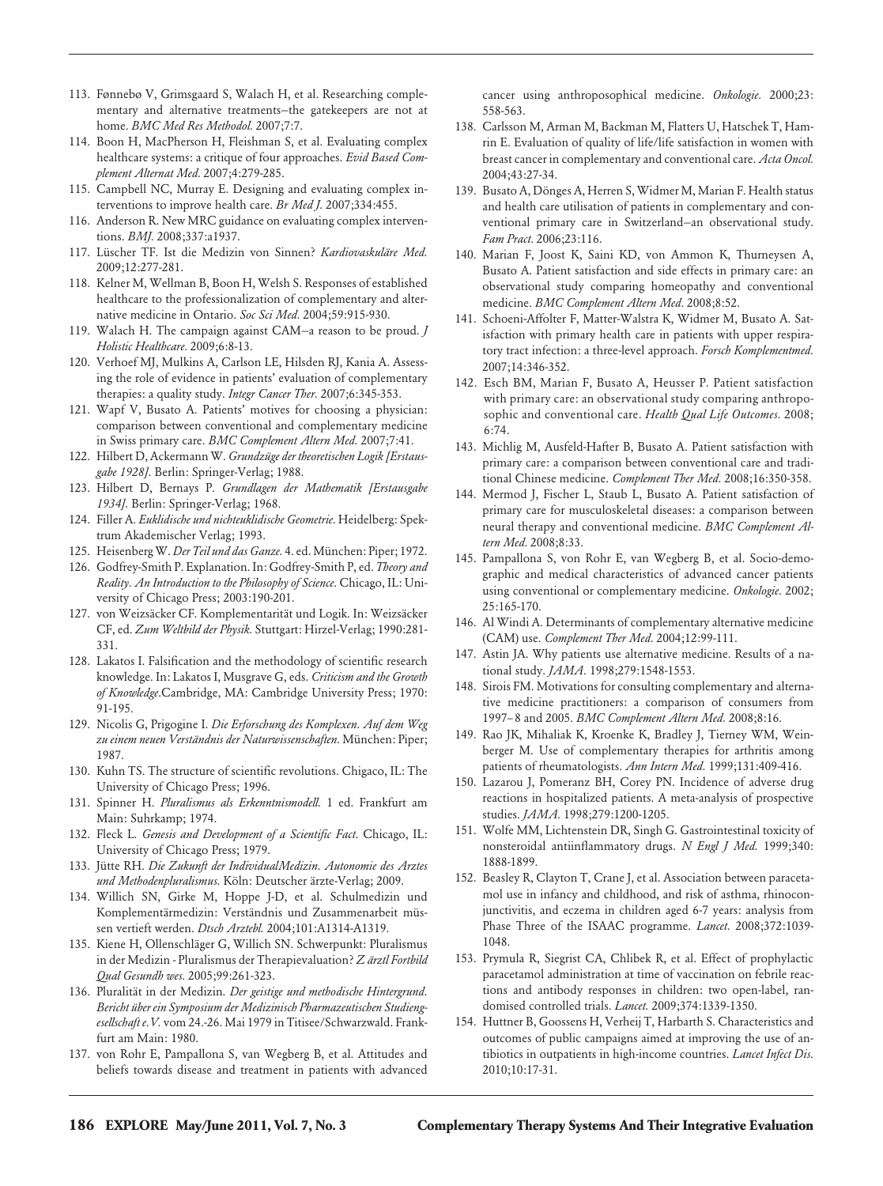113. Fønnebø V, Grimsgaard S, Walach H, et al. Researching complementary and alternative treatments–the gatekeepers are not at home. *BMC Med Res Methodol.* 2007;7:7.
114. Boon H, MacPherson H, Fleishman S, et al. Evaluating complex healthcare systems: a critique of four approaches. *Evid Based Complement Alternat Med.* 2007;4:279-285.
115. Campbell NC, Murray E. Designing and evaluating complex interventions to improve health care. *Br Med J.* 2007;334:455.
116. Anderson R. New MRC guidance on evaluating complex interventions. *BMJ.* 2008;337:a1937.
117. Lüscher TF. Ist die Medizin von Sinnen? *Kardiovaskuläre Med.* 2009;12:277-281.
118. Kelner M, Wellman B, Boon H, Welsh S. Responses of established healthcare to the professionalization of complementary and alternative medicine in Ontario. *Soc Sci Med.* 2004;59:915-930.
119. Walach H. The campaign against CAM–a reason to be proud. *J Holistic Healthcare.* 2009;6:8-13.
120. Verhoef MJ, Mulkins A, Carlson LE, Hilsden RJ, Kania A. Assessing the role of evidence in patients' evaluation of complementary therapies: a quality study. *Integr Cancer Ther.* 2007;6:345-353.
121. Wapf V, Busato A. Patients' motives for choosing a physician: comparison between conventional and complementary medicine in Swiss primary care. *BMC Complement Altern Med.* 2007;7:41.
122. Hilbert D, Ackermann W. *Grundzüge der theoretischen Logik [Erstausgabe 1928].* Berlin: Springer-Verlag; 1988.
123. Hilbert D, Bernays P. *Grundlagen der Mathematik [Erstausgabe 1934].* Berlin: Springer-Verlag; 1968.
124. Filler A. *Euklidische und nichteuklidische Geometrie.* Heidelberg: Spektrum Akademischer Verlag; 1993.
125. Heisenberg W. *Der Teil und das Ganze.* 4. ed. München: Piper; 1972.
126. Godfrey-Smith P. Explanation. In: Godfrey-Smith P, ed. *Theory and Reality. An Introduction to the Philosophy of Science.* Chicago, IL: University of Chicago Press; 2003:190-201.
127. von Weizsäcker CF. Komplementarität und Logik. In: Weizsäcker CF, ed. *Zum Weltbild der Physik.* Stuttgart: Hirzel-Verlag; 1990:281-331.
128. Lakatos I. Falsification and the methodology of scientific research knowledge. In: Lakatos I, Musgrave G, eds. *Criticism and the Growth of Knowledge.*Cambridge, MA: Cambridge University Press; 1970: 91-195.
129. Nicolis G, Prigogine I. *Die Erforschung des Komplexen. Auf dem Weg zu einem neuen Verständnis der Naturwissenschaften.* München: Piper; 1987.
130. Kuhn TS. The structure of scientific revolutions. Chigaco, IL: The University of Chicago Press; 1996.
131. Spinner H. *Pluralismus als Erkenntnismodell.* 1 ed. Frankfurt am Main: Suhrkamp; 1974.
132. Fleck L. *Genesis and Development of a Scientific Fact.* Chicago, IL: University of Chicago Press; 1979.
133. Jütte RH. *Die Zukunft der IndividualMedizin. Autonomie des Arztes und Methodenpluralismus.* Köln: Deutscher ärzte-Verlag; 2009.
134. Willich SN, Girke M, Hoppe J-D, et al. Schulmedizin und Komplementärmedizin: Verständnis und Zusammenarbeit müssen vertieft werden. *Dtsch Arztebl.* 2004;101:A1314-A1319.
135. Kiene H, Ollenschläger G, Willich SN. Schwerpunkt: Pluralismus in der Medizin - Pluralismus der Therapieevaluation? *Z ärztl Fortbild Qual Gesundh wes.* 2005;99:261-323.
136. Pluralität in der Medizin. *Der geistige und methodische Hintergrund. Bericht über ein Symposium der Medizinisch Pharmazeutischen Studiengesellschaft e.V.* vom 24.-26. Mai 1979 in Titisee/Schwarzwald. Frankfurt am Main: 1980.
137. von Rohr E, Pampallona S, van Wegberg B, et al. Attitudes and beliefs towards disease and treatment in patients with advanced cancer using anthroposophical medicine. *Onkologie.* 2000;23: 558-563.
138. Carlsson M, Arman M, Backman M, Flatters U, Hatschek T, Hamrin E. Evaluation of quality of life/life satisfaction in women with breast cancer in complementary and conventional care. *Acta Oncol.* 2004;43:27-34.
139. Busato A, Dönges A, Herren S, Widmer M, Marian F. Health status and health care utilisation of patients in complementary and conventional primary care in Switzerland–an observational study. *Fam Pract.* 2006;23:116.
140. Marian F, Joost K, Saini KD, von Ammon K, Thurneysen A, Busato A. Patient satisfaction and side effects in primary care: an observational study comparing homeopathy and conventional medicine. *BMC Complement Altern Med.* 2008;8:52.
141. Schoeni-Affolter F, Matter-Walstra K, Widmer M, Busato A. Satisfaction with primary health care in patients with upper respiratory tract infection: a three-level approach. *Forsch Komplementmed.* 2007;14:346-352.
142. Esch BM, Marian F, Busato A, Heusser P. Patient satisfaction with primary care: an observational study comparing anthroposophic and conventional care. *Health Qual Life Outcomes.* 2008; 6:74.
143. Michlig M, Ausfeld-Hafter B, Busato A. Patient satisfaction with primary care: a comparison between conventional care and traditional Chinese medicine. *Complement Ther Med.* 2008;16:350-358.
144. Mermod J, Fischer L, Staub L, Busato A. Patient satisfaction of primary care for musculoskeletal diseases: a comparison between neural therapy and conventional medicine. *BMC Complement Altern Med.* 2008;8:33.
145. Pampallona S, von Rohr E, van Wegberg B, et al. Socio-demographic and medical characteristics of advanced cancer patients using conventional or complementary medicine. *Onkologie.* 2002; 25:165-170.
146. Al Windi A. Determinants of complementary alternative medicine (CAM) use. *Complement Ther Med.* 2004;12:99-111.
147. Astin JA. Why patients use alternative medicine. Results of a national study. *JAMA.* 1998;279:1548-1553.
148. Sirois FM. Motivations for consulting complementary and alternative medicine practitioners: a comparison of consumers from 1997–8 and 2005. *BMC Complement Altern Med.* 2008;8:16.
149. Rao JK, Mihaliak K, Kroenke K, Bradley J, Tierney WM, Weinberger M. Use of complementary therapies for arthritis among patients of rheumatologists. *Ann Intern Med.* 1999;131:409-416.
150. Lazarou J, Pomeranz BH, Corey PN. Incidence of adverse drug reactions in hospitalized patients. A meta-analysis of prospective studies. *JAMA.* 1998;279:1200-1205.
151. Wolfe MM, Lichtenstein DR, Singh G. Gastrointestinal toxicity of nonsteroidal antiinflammatory drugs. *N Engl J Med.* 1999;340: 1888-1899.
152. Beasley R, Clayton T, Crane J, et al. Association between paracetamol use in infancy and childhood, and risk of asthma, rhinoconjunctivitis, and eczema in children aged 6-7 years: analysis from Phase Three of the ISAAC programme. *Lancet.* 2008;372:1039-1048.
153. Prymula R, Siegrist CA, Chlibek R, et al. Effect of prophylactic paracetamol administration at time of vaccination on febrile reactions and antibody responses in children: two open-label, randomised controlled trials. *Lancet.* 2009;374:1339-1350.
154. Huttner B, Goossens H, Verheij T, Harbarth S. Characteristics and outcomes of public campaigns aimed at improving the use of antibiotics in outpatients in high-income countries. *Lancet Infect Dis.* 2010;10:17-31.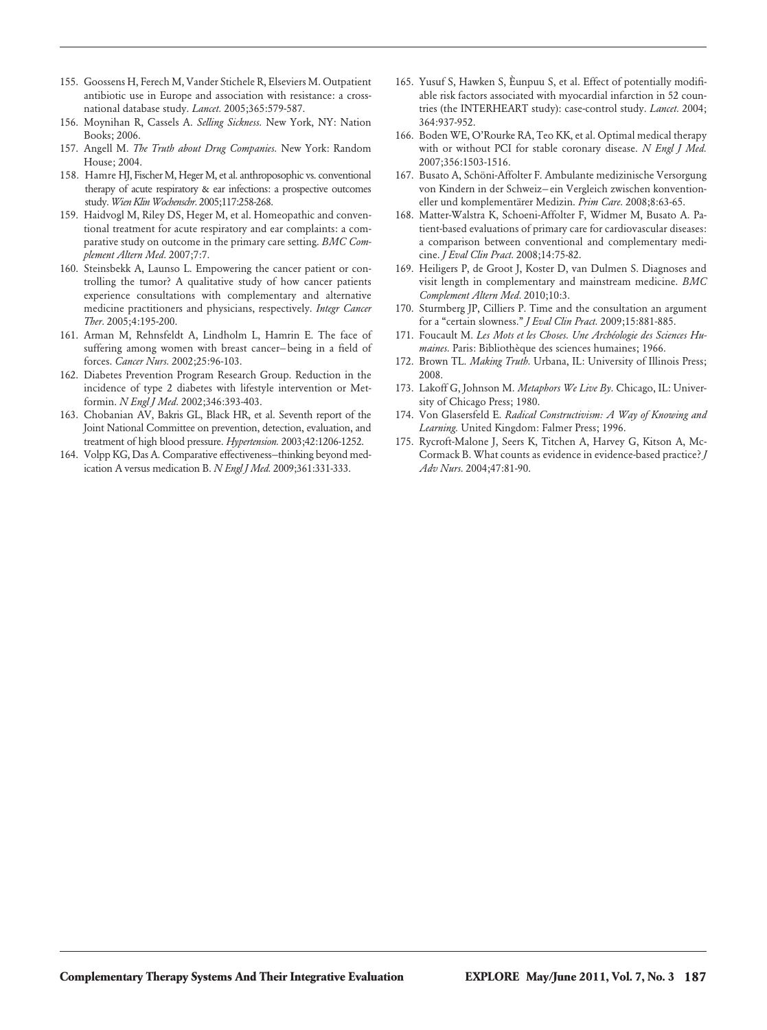155. Goossens H, Ferech M, Vander Stichele R, Elseviers M. Outpatient antibiotic use in Europe and association with resistance: a cross-national database study. *Lancet.* 2005;365:579-587.
156. Moynihan R, Cassels A. *Selling Sickness.* New York, NY: Nation Books; 2006.
157. Angell M. *The Truth about Drug Companies.* New York: Random House; 2004.
158. Hamre HJ, Fischer M, Heger M, et al. anthroposophic vs. conventional therapy of acute respiratory & ear infections: a prospective outcomes study. *Wien Klin Wochenschr.* 2005;117:258-268.
159. Haidvogl M, Riley DS, Heger M, et al. Homeopathic and conventional treatment for acute respiratory and ear complaints: a comparative study on outcome in the primary care setting. *BMC Complement Altern Med.* 2007;7:7.
160. Steinsbekk A, Launso L. Empowering the cancer patient or controlling the tumor? A qualitative study of how cancer patients experience consultations with complementary and alternative medicine practitioners and physicians, respectively. *Integr Cancer Ther.* 2005;4:195-200.
161. Arman M, Rehnsfeldt A, Lindholm L, Hamrin E. The face of suffering among women with breast cancer–being in a field of forces. *Cancer Nurs.* 2002;25:96-103.
162. Diabetes Prevention Program Research Group. Reduction in the incidence of type 2 diabetes with lifestyle intervention or Metformin. *N Engl J Med.* 2002;346:393-403.
163. Chobanian AV, Bakris GL, Black HR, et al. Seventh report of the Joint National Committee on prevention, detection, evaluation, and treatment of high blood pressure. *Hypertension.* 2003;42:1206-1252.
164. Volpp KG, Das A. Comparative effectiveness–thinking beyond medication A versus medication B. *N Engl J Med.* 2009;361:331-333.
165. Yusuf S, Hawken S, Èunpuu S, et al. Effect of potentially modifiable risk factors associated with myocardial infarction in 52 countries (the INTERHEART study): case-control study. *Lancet.* 2004; 364:937-952.
166. Boden WE, O'Rourke RA, Teo KK, et al. Optimal medical therapy with or without PCI for stable coronary disease. *N Engl J Med.* 2007;356:1503-1516.
167. Busato A, Schöni-Affolter F. Ambulante medizinische Versorgung von Kindern in der Schweiz–ein Vergleich zwischen konventioneller und komplementärer Medizin. *Prim Care.* 2008;8:63-65.
168. Matter-Walstra K, Schoeni-Affolter F, Widmer M, Busato A. Patient-based evaluations of primary care for cardiovascular diseases: a comparison between conventional and complementary medicine. *J Eval Clin Pract.* 2008;14:75-82.
169. Heiligers P, de Groot J, Koster D, van Dulmen S. Diagnoses and visit length in complementary and mainstream medicine. *BMC Complement Altern Med.* 2010;10:3.
170. Sturmberg JP, Cilliers P. Time and the consultation an argument for a "certain slowness." *J Eval Clin Pract.* 2009;15:881-885.
171. Foucault M. *Les Mots et les Choses. Une Archéologie des Sciences Humaines.* Paris: Bibliothèque des sciences humaines; 1966.
172. Brown TL. *Making Truth.* Urbana, IL: University of Illinois Press; 2008.
173. Lakoff G, Johnson M. *Metaphors We Live By.* Chicago, IL: University of Chicago Press; 1980.
174. Von Glasersfeld E. *Radical Constructivism: A Way of Knowing and Learning.* United Kingdom: Falmer Press; 1996.
175. Rycroft-Malone J, Seers K, Titchen A, Harvey G, Kitson A, McCormack B. What counts as evidence in evidence-based practice? *J Adv Nurs.* 2004;47:81-90.